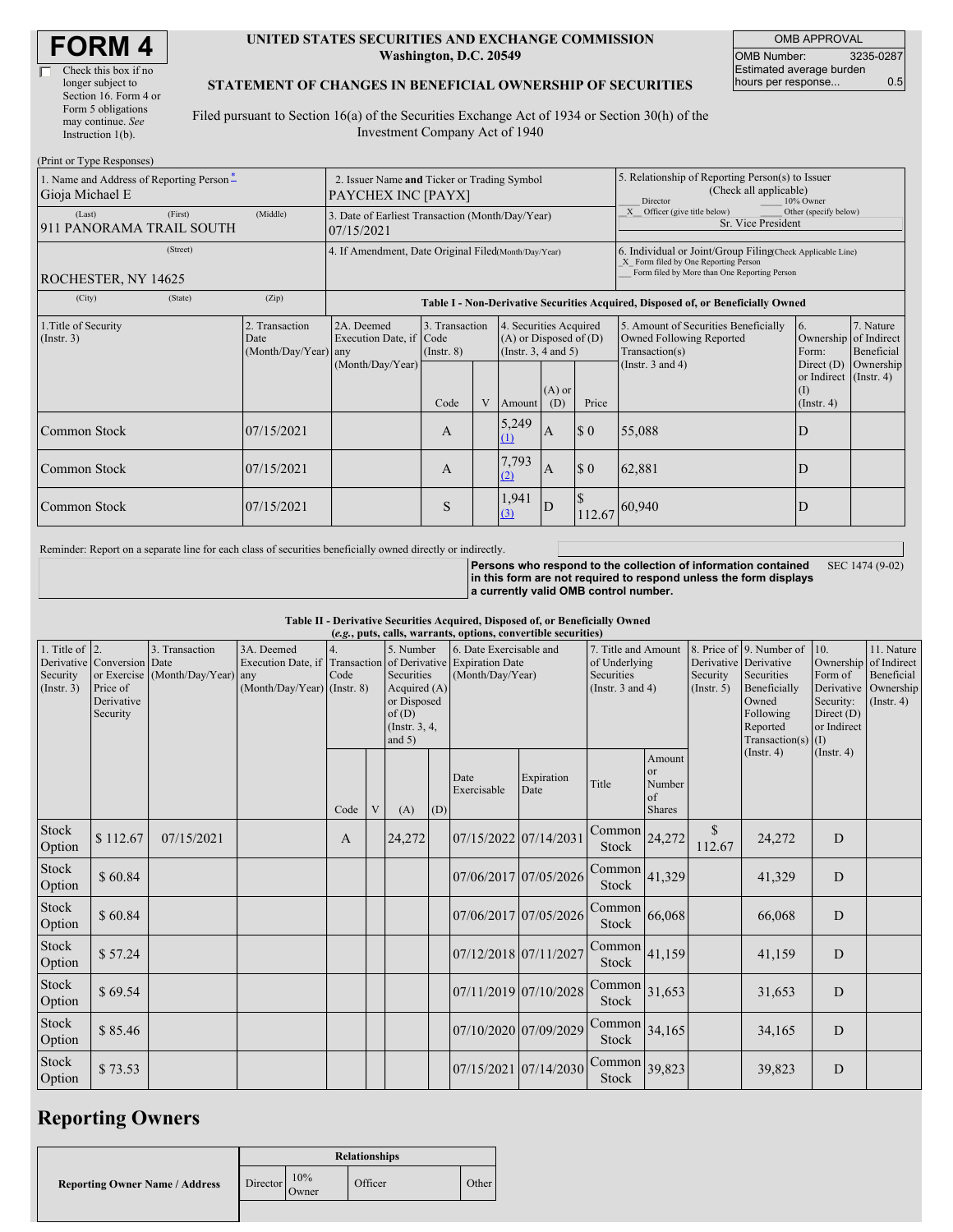# FORM 4

☐ Check this box if no longer subject to Section 16. Form 4 or Form 5 obligations may continue. *See* Instruction 1(b).

**UNITED STATES SECURITIES AND EXCHANGE COMMISSION**
**Washington, D.C. 20549**

**STATEMENT OF CHANGES IN BENEFICIAL OWNERSHIP OF SECURITIES**

Filed pursuant to Section 16(a) of the Securities Exchange Act of 1934 or Section 30(h) of the Investment Company Act of 1940

| OMB APPROVAL | |
|---|---|
| OMB Number: | 3235-0287 |
| Estimated average burden hours per response... | 0.5 |

(Print or Type Responses)

| | | |
|---|---|---|
| 1. Name and Address of Reporting Person * Gioja Michael E (Last) (First) (Middle) 911 PANORAMA TRAIL SOUTH (Street) ROCHESTER, NY 14625 (City) (State) (Zip) | 2. Issuer Name **and** Ticker or Trading Symbol PAYCHEX INC [PAYX] | 5. Relationship of Reporting Person(s) to Issuer (Check all applicable) ___ Director ___ 10% Owner _X_ Officer (give title below) ___ Other (specify below) Sr. Vice President |
| | 3. Date of Earliest Transaction (Month/Day/Year) 07/15/2021 | |
| | 4. If Amendment, Date Original Filed (Month/Day/Year) | 6. Individual or Joint/Group Filing (Check Applicable Line) _X_ Form filed by One Reporting Person ___ Form filed by More than One Reporting Person |

**Table I - Non-Derivative Securities Acquired, Disposed of, or Beneficially Owned**

| 1.Title of Security (Instr. 3) | 2. Transaction Date (Month/Day/Year) | 2A. Deemed Execution Date, if any (Month/Day/Year) | 3. Transaction Code (Instr. 8) | | 4. Securities Acquired (A) or Disposed of (D) (Instr. 3, 4 and 5) | | | 5. Amount of Securities Beneficially Owned Following Reported Transaction(s) (Instr. 3 and 4) | 6. Ownership Form: Direct (D) or Indirect (I) (Instr. 4) | 7. Nature of Indirect Beneficial Ownership (Instr. 4) |
|---|---|---|---|---|---|---|---|---|---|---|
| | | | Code | V | Amount | (A) or (D) | Price | | | |
| Common Stock | 07/15/2021 | | A | | 5,249 (1) | A | $ 0 | 55,088 | D | |
| Common Stock | 07/15/2021 | | A | | 7,793 (2) | A | $ 0 | 62,881 | D | |
| Common Stock | 07/15/2021 | | S | | 1,941 (3) | D | $ 112.67 | 60,940 | D | |

Reminder: Report on a separate line for each class of securities beneficially owned directly or indirectly.

**Persons who respond to the collection of information contained in this form are not required to respond unless the form displays a currently valid OMB control number.** SEC 1474 (9-02)

**Table II - Derivative Securities Acquired, Disposed of, or Beneficially Owned**
***(e.g., puts, calls, warrants, options, convertible securities)***

| 1. Title of Derivative Security (Instr. 3) | 2. Conversion or Exercise Price of Derivative Security | 3. Transaction Date (Month/Day/Year) | 3A. Deemed Execution Date, if any (Month/Day/Year) | 4. Transaction Code (Instr. 8) | | 5. Number of Derivative Securities Acquired (A) or Disposed of (D) (Instr. 3, 4, and 5) | | 6. Date Exercisable and Expiration Date (Month/Day/Year) | | 7. Title and Amount of Underlying Securities (Instr. 3 and 4) | | 8. Price of Derivative Security (Instr. 5) | 9. Number of Derivative Securities Beneficially Owned Following Reported Transaction(s) (Instr. 4) | 10. Ownership Form of Derivative Security: Direct (D) or Indirect (I) (Instr. 4) | 11. Nature of Indirect Beneficial Ownership (Instr. 4) |
|---|---|---|---|---|---|---|---|---|---|---|---|---|---|---|---|
| | | | | Code | V | (A) | (D) | Date Exercisable | Expiration Date | Title | Amount or Number of Shares | | | | |
| Stock Option | $ 112.67 | 07/15/2021 | | A | | 24,272 | | 07/15/2022 | 07/14/2031 | Common Stock | 24,272 | $ 112.67 | 24,272 | D | |
| Stock Option | $ 60.84 | | | | | | | 07/06/2017 | 07/05/2026 | Common Stock | 41,329 | | 41,329 | D | |
| Stock Option | $ 60.84 | | | | | | | 07/06/2017 | 07/05/2026 | Common Stock | 66,068 | | 66,068 | D | |
| Stock Option | $ 57.24 | | | | | | | 07/12/2018 | 07/11/2027 | Common Stock | 41,159 | | 41,159 | D | |
| Stock Option | $ 69.54 | | | | | | | 07/11/2019 | 07/10/2028 | Common Stock | 31,653 | | 31,653 | D | |
| Stock Option | $ 85.46 | | | | | | | 07/10/2020 | 07/09/2029 | Common Stock | 34,165 | | 34,165 | D | |
| Stock Option | $ 73.53 | | | | | | | 07/15/2021 | 07/14/2030 | Common Stock | 39,823 | | 39,823 | D | |

## Reporting Owners

| Reporting Owner Name / Address | Relationships | | | |
|---|---|---|---|---|
| | Director | 10% Owner | Officer | Other |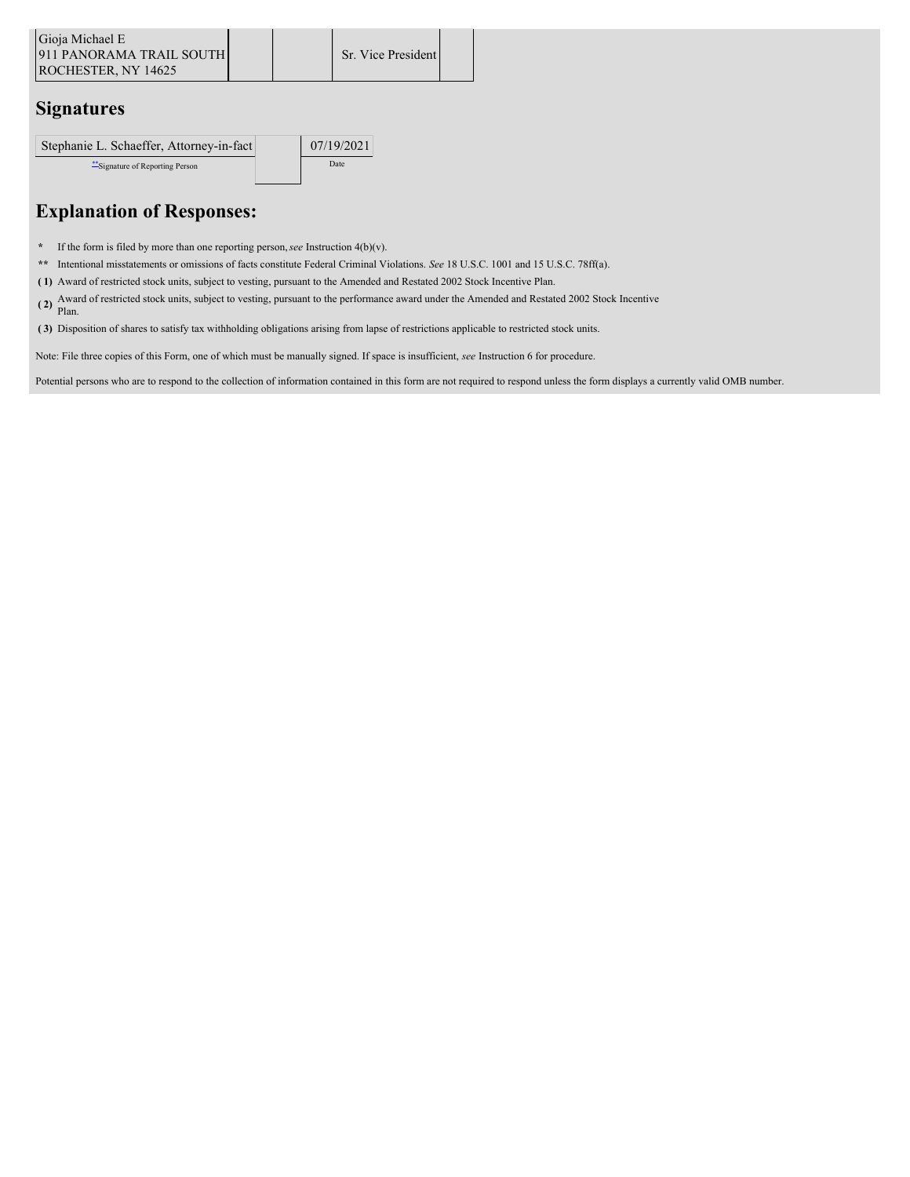| | | | | |
|---|---|---|---|---|
| Gioja Michael E<br>911 PANORAMA TRAIL SOUTH<br>ROCHESTER, NY 14625 | | | Sr. Vice President | |

## Signatures

| | | |
|---|---|---|
| Stephanie L. Schaeffer, Attorney-in-fact | | 07/19/2021 |
| **Signature of Reporting Person | | Date |

## Explanation of Responses:

* If the form is filed by more than one reporting person, *see* Instruction 4(b)(v).

** Intentional misstatements or omissions of facts constitute Federal Criminal Violations. *See* 18 U.S.C. 1001 and 15 U.S.C. 78ff(a).

( 1) Award of restricted stock units, subject to vesting, pursuant to the Amended and Restated 2002 Stock Incentive Plan.

( 2) Award of restricted stock units, subject to vesting, pursuant to the performance award under the Amended and Restated 2002 Stock Incentive Plan.

( 3) Disposition of shares to satisfy tax withholding obligations arising from lapse of restrictions applicable to restricted stock units.

Note: File three copies of this Form, one of which must be manually signed. If space is insufficient, *see* Instruction 6 for procedure.

Potential persons who are to respond to the collection of information contained in this form are not required to respond unless the form displays a currently valid OMB number.